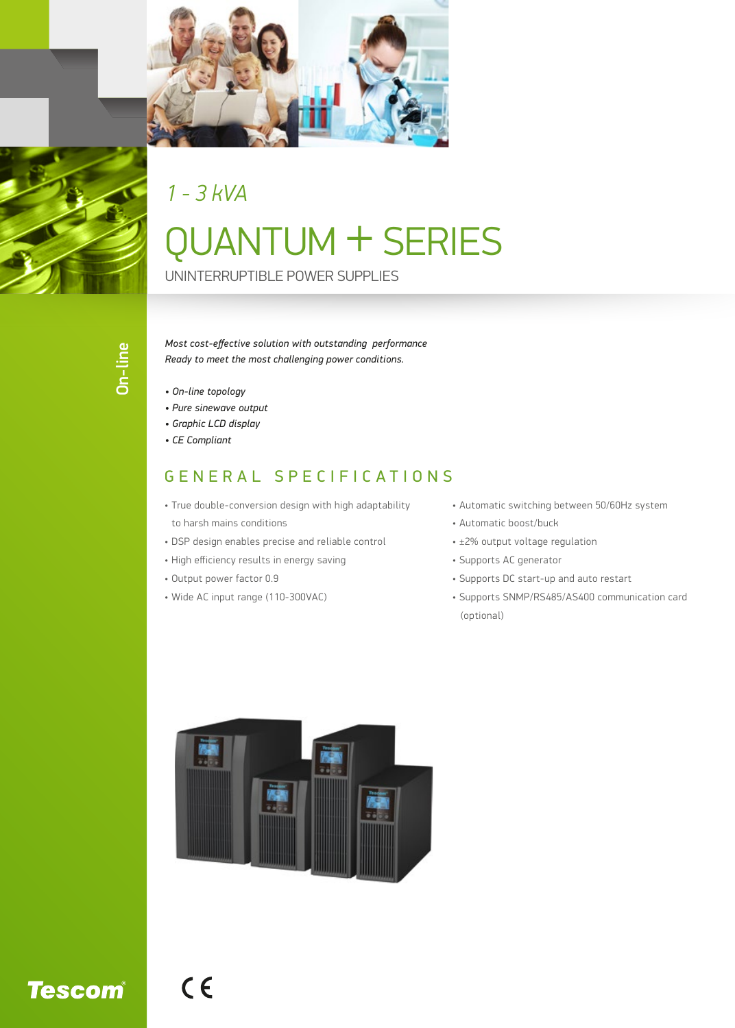On-line

*1 - 3 kVA*

# QUANTUM + SERIES

UNINTERRUPTIBLE POWER SUPPLIES

*Most cost-effective solution with outstanding performance*
*Ready to meet the most challenging power conditions.*

- *On-line topology*
- *Pure sinewave output*
- *Graphic LCD display*
- *CE Compliant*

## GENERAL SPECIFICATIONS

- True double-conversion design with high adaptability to harsh mains conditions
- DSP design enables precise and reliable control
- High efficiency results in energy saving
- Output power factor 0.9
- Wide AC input range (110-300VAC)
- Automatic switching between 50/60Hz system
- Automatic boost/buck
- ±2% output voltage regulation
- Supports AC generator
- Supports DC start-up and auto restart
- Supports SNMP/RS485/AS400 communication card (optional)

Tescom®

CE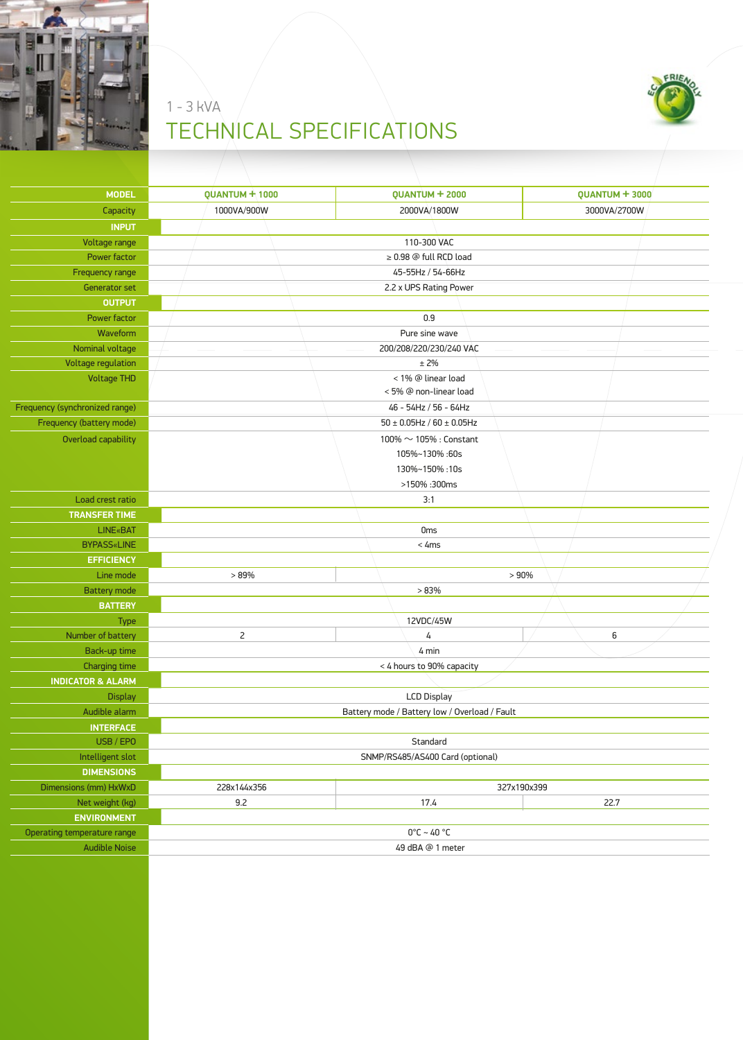1 - 3 kVA

# TECHNICAL SPECIFICATIONS

| MODEL | QUANTUM + 1000 | QUANTUM + 2000 | QUANTUM + 3000 |
|---|---|---|---|
| Capacity | 1000VA/900W | 2000VA/1800W | 3000VA/2700W |
| **INPUT** | | | |
| Voltage range | 110-300 VAC | | |
| Power factor | ≥ 0.98 @ full RCD load | | |
| Frequency range | 45-55Hz / 54-66Hz | | |
| Generator set | 2.2 x UPS Rating Power | | |
| **OUTPUT** | | | |
| Power factor | 0.9 | | |
| Waveform | Pure sine wave | | |
| Nominal voltage | 200/208/220/230/240 VAC | | |
| Voltage regulation | ± 2% | | |
| Voltage THD | < 1% @ linear load<br>< 5% @ non-linear load | | |
| Frequency (synchronized range) | 46 - 54Hz / 56 - 64Hz | | |
| Frequency (battery mode) | 50 ± 0.05Hz / 60 ± 0.05Hz | | |
| Overload capability | 100% ~ 105% : Constant<br>105%~130% :60s<br>130%~150% :10s<br>>150% :300ms | | |
| Load crest ratio | 3:1 | | |
| **TRANSFER TIME** | | | |
| LINE«BAT | 0ms | | |
| BYPASS«LINE | < 4ms | | |
| **EFFICIENCY** | | | |
| Line mode | > 89% | > 90% | |
| Battery mode | > 83% | | |
| **BATTERY** | | | |
| Type | 12VDC/45W | | |
| Number of battery | 2 | 4 | 6 |
| Back-up time | 4 min | | |
| Charging time | < 4 hours to 90% capacity | | |
| **INDICATOR & ALARM** | | | |
| Display | LCD Display | | |
| Audible alarm | Battery mode / Battery low / Overload / Fault | | |
| **INTERFACE** | | | |
| USB / EPO | Standard | | |
| Intelligent slot | SNMP/RS485/AS400 Card (optional) | | |
| **DIMENSIONS** | | | |
| Dimensions (mm) HxWxD | 228x144x356 | 327x190x399 | |
| Net weight (kg) | 9.2 | 17.4 | 22.7 |
| **ENVIRONMENT** | | | |
| Operating temperature range | 0°C ~ 40 °C | | |
| Audible Noise | 49 dBA @ 1 meter | | |